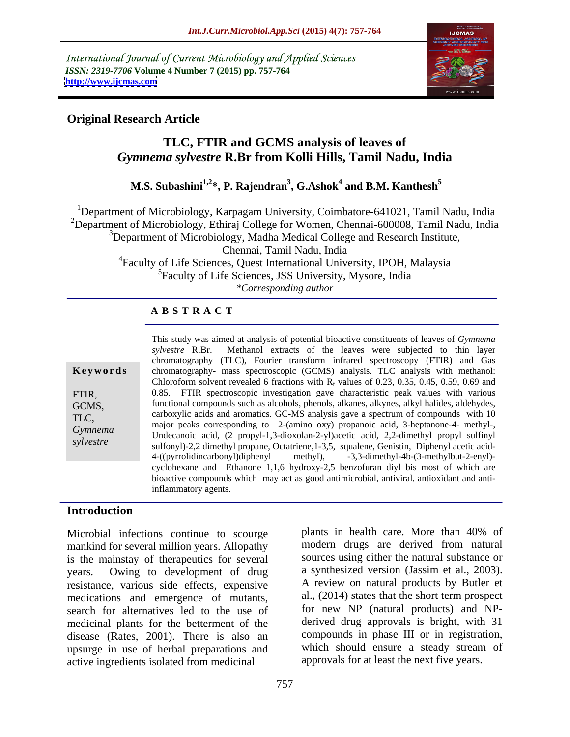International Journal of Current Microbiology and Applied Sciences
*ISSN: 2319-7706* **Volume 4 Number 7 (2015) pp. 757-764**
**http://www.ijcmas.com**

**Original Research Article**

# TLC, FTIR and GCMS analysis of leaves of *Gymnema sylvestre* R.Br from Kolli Hills, Tamil Nadu, India

**M.S. Subashini[1,2]*, P. Rajendran[3], G.Ashok[4] and B.M. Kanthesh[5]**

[1]Department of Microbiology, Karpagam University, Coimbatore-641021, Tamil Nadu, India
[2]Department of Microbiology, Ethiraj College for Women, Chennai-600008, Tamil Nadu, India
[3]Department of Microbiology, Madha Medical College and Research Institute, Chennai, Tamil Nadu, India
[4]Faculty of Life Sciences, Quest International University, IPOH, Malaysia
[5]Faculty of Life Sciences, JSS University, Mysore, India
*\*Corresponding author*

## ABSTRACT

**Keywords**

FTIR, GCMS, TLC, *Gymnema sylvestre*

This study was aimed at analysis of potential bioactive constituents of leaves of *Gymnema sylvestre* R.Br. Methanol extracts of the leaves were subjected to thin layer chromatography (TLC), Fourier transform infrared spectroscopy (FTIR) and Gas chromatography- mass spectroscopic (GCMS) analysis. TLC analysis with methanol: Chloroform solvent revealed 6 fractions with $R_f$ values of 0.23, 0.35, 0.45, 0.59, 0.69 and 0.85. FTIR spectroscopic investigation gave characteristic peak values with various functional compounds such as alcohols, phenols, alkanes, alkynes, alkyl halides, aldehydes, carboxylic acids and aromatics. GC-MS analysis gave a spectrum of compounds with 10 major peaks corresponding to 2-(amino oxy) propanoic acid, 3-heptanone-4- methyl-, Undecanoic acid, (2 propyl-1,3-dioxolan-2-yl)acetic acid, 2,2-dimethyl propyl sulfinyl sulfonyl)-2,2 dimethyl propane, Octatriene,1-3,5, squalene, Genistin, Diphenyl acetic acid-4-((pyrrolidincarbonyl)diphenyl methyl), -3,3-dimethyl-4b-(3-methylbut-2-enyl)-cyclohexane and Ethanone 1,1,6 hydroxy-2,5 benzofuran diyl bis most of which are bioactive compounds which may act as good antimicrobial, antiviral, antioxidant and anti-inflammatory agents.

## Introduction

Microbial infections continue to scourge mankind for several million years. Allopathy is the mainstay of therapeutics for several years. Owing to development of drug resistance, various side effects, expensive medications and emergence of mutants, search for alternatives led to the use of medicinal plants for the betterment of the disease (Rates, 2001). There is also an upsurge in use of herbal preparations and active ingredients isolated from medicinal plants in health care. More than 40% of modern drugs are derived from natural sources using either the natural substance or a synthesized version (Jassim et al., 2003). A review on natural products by Butler et al., (2014) states that the short term prospect for new NP (natural products) and NP-derived drug approvals is bright, with 31 compounds in phase III or in registration, which should ensure a steady stream of approvals for at least the next five years.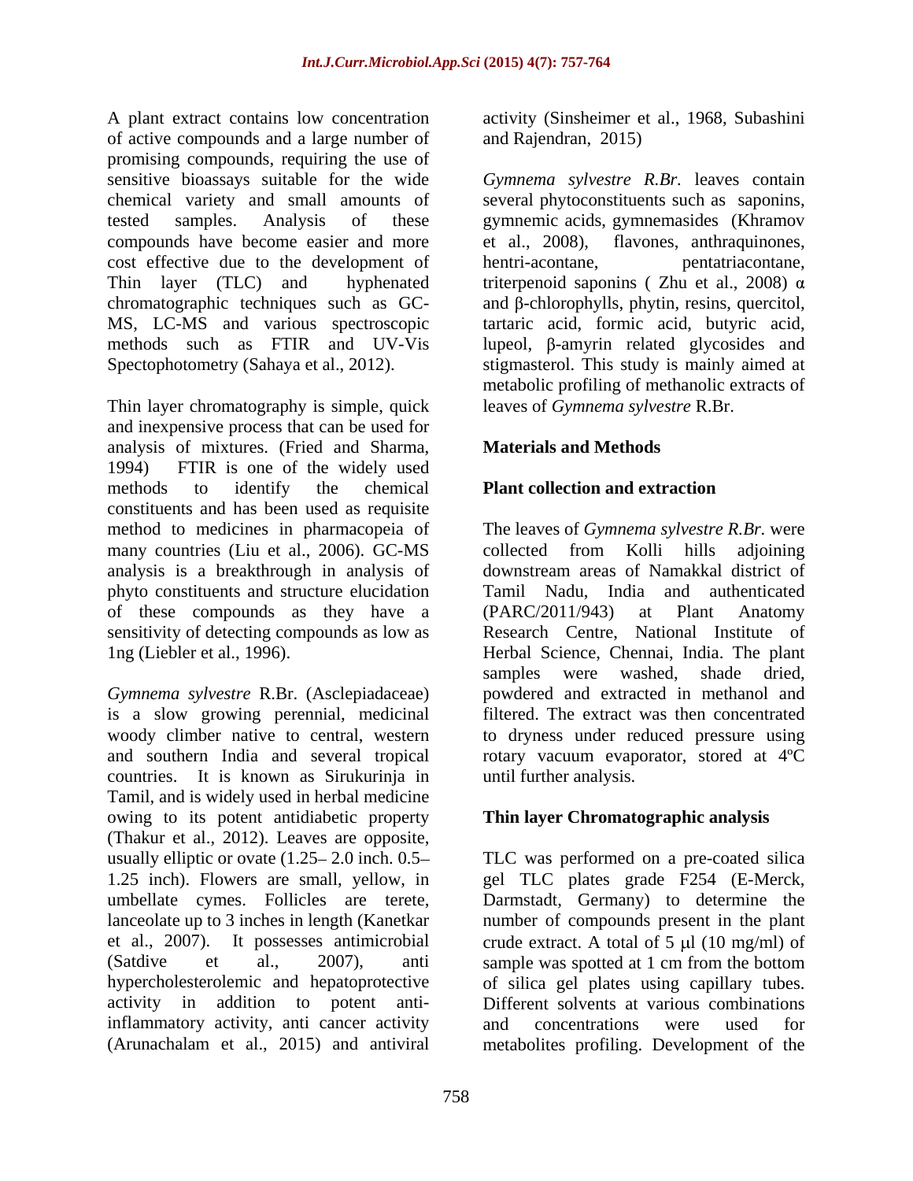A plant extract contains low concentration of active compounds and a large number of promising compounds, requiring the use of sensitive bioassays suitable for the wide chemical variety and small amounts of tested samples. Analysis of these compounds have become easier and more cost effective due to the development of Thin layer (TLC) and hyphenated chromatographic techniques such as GC-MS, LC-MS and various spectroscopic methods such as FTIR and UV-Vis Spectophotometry (Sahaya et al., 2012).

Thin layer chromatography is simple, quick and inexpensive process that can be used for analysis of mixtures. (Fried and Sharma, 1994) FTIR is one of the widely used methods to identify the chemical constituents and has been used as requisite method to medicines in pharmacopeia of many countries (Liu et al., 2006). GC-MS analysis is a breakthrough in analysis of phyto constituents and structure elucidation of these compounds as they have a sensitivity of detecting compounds as low as 1ng (Liebler et al., 1996).

*Gymnema sylvestre* R.Br. (Asclepiadaceae) is a slow growing perennial, medicinal woody climber native to central, western and southern India and several tropical countries. It is known as Sirukurinja in Tamil, and is widely used in herbal medicine owing to its potent antidiabetic property (Thakur et al., 2012). Leaves are opposite, usually elliptic or ovate (1.25– 2.0 inch. 0.5–1.25 inch). Flowers are small, yellow, in umbellate cymes. Follicles are terete, lanceolate up to 3 inches in length (Kanetkar et al., 2007). It possesses antimicrobial (Satdive et al., 2007), anti hypercholesterolemic and hepatoprotective activity in addition to potent anti-inflammatory activity, anti cancer activity (Arunachalam et al., 2015) and antiviral activity (Sinsheimer et al., 1968, Subashini and Rajendran, 2015)

*Gymnema sylvestre R.Br.* leaves contain several phytoconstituents such as saponins, gymnemic acids, gymnemasides (Khramov et al., 2008), flavones, anthraquinones, hentri-acontane, pentatriacontane, triterpenoid saponins ( Zhu et al., 2008) α and β-chlorophylls, phytin, resins, quercitol, tartaric acid, formic acid, butyric acid, lupeol, β-amyrin related glycosides and stigmasterol. This study is mainly aimed at metabolic profiling of methanolic extracts of leaves of *Gymnema sylvestre* R.Br.

## Materials and Methods

### Plant collection and extraction

The leaves of *Gymnema sylvestre R.Br.* were collected from Kolli hills adjoining downstream areas of Namakkal district of Tamil Nadu, India and authenticated (PARC/2011/943) at Plant Anatomy Research Centre, National Institute of Herbal Science, Chennai, India. The plant samples were washed, shade dried, powdered and extracted in methanol and filtered. The extract was then concentrated to dryness under reduced pressure using rotary vacuum evaporator, stored at 4ºC until further analysis.

### Thin layer Chromatographic analysis

TLC was performed on a pre-coated silica gel TLC plates grade F254 (E-Merck, Darmstadt, Germany) to determine the number of compounds present in the plant crude extract. A total of 5 μl (10 mg/ml) of sample was spotted at 1 cm from the bottom of silica gel plates using capillary tubes. Different solvents at various combinations and concentrations were used for metabolites profiling. Development of the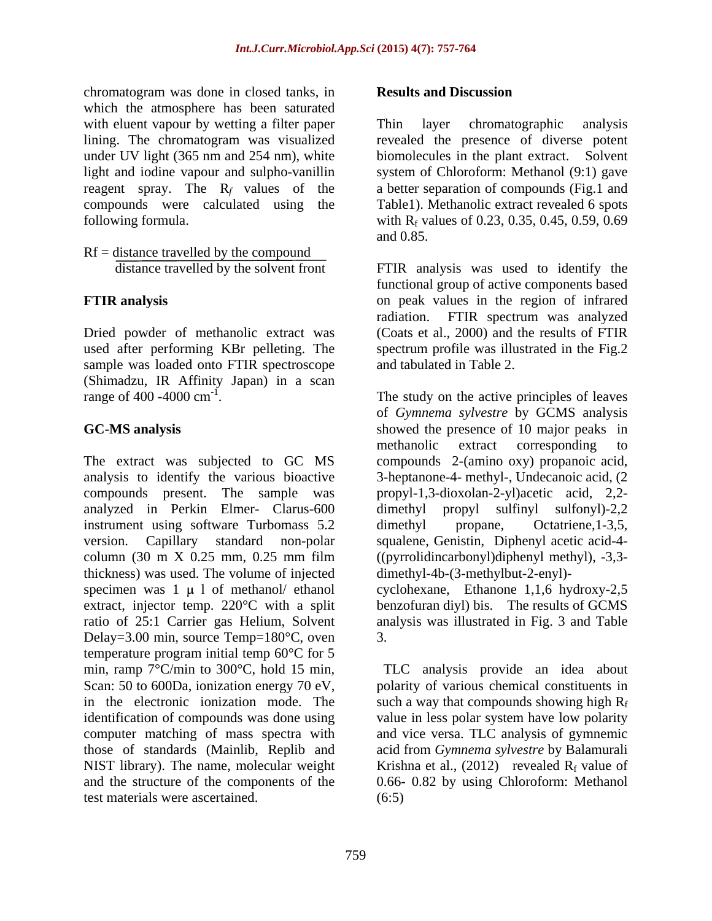chromatogram was done in closed tanks, in which the atmosphere has been saturated with eluent vapour by wetting a filter paper lining. The chromatogram was visualized under UV light (365 nm and 254 nm), white light and iodine vapour and sulpho-vanillin reagent spray. The $R_f$ values of the compounds were calculated using the following formula.

$$Rf = \frac{\text{distance travelled by the compound}}{\text{distance travelled by the solvent front}}$$

## FTIR analysis

Dried powder of methanolic extract was used after performing KBr pelleting. The sample was loaded onto FTIR spectroscope (Shimadzu, IR Affinity Japan) in a scan range of 400 -4000 $cm^{-1}$.

## GC-MS analysis

The extract was subjected to GC MS analysis to identify the various bioactive compounds present. The sample was analyzed in Perkin Elmer- Clarus-600 instrument using software Turbomass 5.2 version. Capillary standard non-polar column (30 m X 0.25 mm, 0.25 mm film thickness) was used. The volume of injected specimen was 1 μ l of methanol/ ethanol extract, injector temp. 220°C with a split ratio of 25:1 Carrier gas Helium, Solvent Delay=3.00 min, source Temp=180°C, oven temperature program initial temp 60°C for 5 min, ramp 7°C/min to 300°C, hold 15 min, Scan: 50 to 600Da, ionization energy 70 eV, in the electronic ionization mode. The identification of compounds was done using computer matching of mass spectra with those of standards (Mainlib, Replib and NIST library). The name, molecular weight and the structure of the components of the test materials were ascertained.

## Results and Discussion

Thin layer chromatographic analysis revealed the presence of diverse potent biomolecules in the plant extract. Solvent system of Chloroform: Methanol (9:1) gave a better separation of compounds (Fig.1 and Table1). Methanolic extract revealed 6 spots with $R_f$ values of 0.23, 0.35, 0.45, 0.59, 0.69 and 0.85.

FTIR analysis was used to identify the functional group of active components based on peak values in the region of infrared radiation. FTIR spectrum was analyzed (Coats et al., 2000) and the results of FTIR spectrum profile was illustrated in the Fig.2 and tabulated in Table 2.

The study on the active principles of leaves of *Gymnema sylvestre* by GCMS analysis showed the presence of 10 major peaks in methanolic extract corresponding to compounds 2-(amino oxy) propanoic acid, 3-heptanone-4- methyl-, Undecanoic acid, (2 propyl-1,3-dioxolan-2-yl)acetic acid, 2,2-dimethyl propyl sulfinyl sulfonyl)-2,2 dimethyl propane, Octatriene,1-3,5, squalene, Genistin, Diphenyl acetic acid-4-((pyrrolidincarbonyl)diphenyl methyl), -3,3-dimethyl-4b-(3-methylbut-2-enyl)-cyclohexane, Ethanone 1,1,6 hydroxy-2,5 benzofuran diyl) bis. The results of GCMS analysis was illustrated in Fig. 3 and Table 3.

TLC analysis provide an idea about polarity of various chemical constituents in such a way that compounds showing high $R_f$ value in less polar system have low polarity and vice versa. TLC analysis of gymnemic acid from *Gymnema sylvestre* by Balamurali Krishna et al., (2012) revealed $R_f$ value of 0.66- 0.82 by using Chloroform: Methanol (6:5)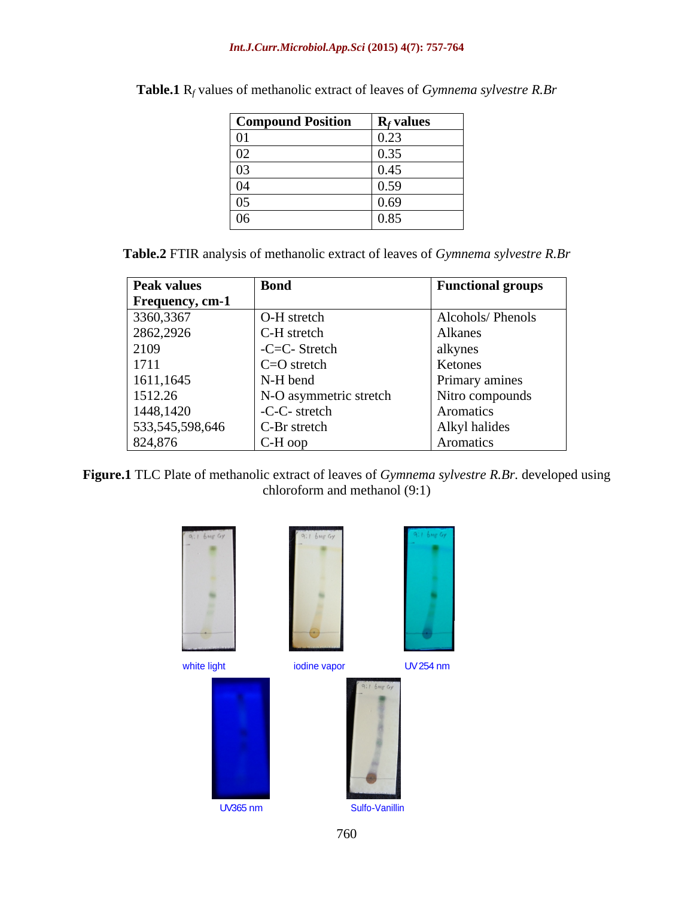**Table.1** $R_f$ values of methanolic extract of leaves of *Gymnema sylvestre R.Br*

| Compound Position | $R_f$ values |
|---|---|
| 01 | 0.23 |
| 02 | 0.35 |
| 03 | 0.45 |
| 04 | 0.59 |
| 05 | 0.69 |
| 06 | 0.85 |

**Table.2** FTIR analysis of methanolic extract of leaves of *Gymnema sylvestre R.Br*

| Peak values Frequency, cm-1 | Bond | Functional groups |
|---|---|---|
| 3360,3367 | O-H stretch | Alcohols/ Phenols |
| 2862,2926 | C-H stretch | Alkanes |
| 2109 | -C=C- Stretch | alkynes |
| 1711 | C=O stretch | Ketones |
| 1611,1645 | N-H bend | Primary amines |
| 1512.26 | N-O asymmetric stretch | Nitro compounds |
| 1448,1420 | -C-C- stretch | Aromatics |
| 533,545,598,646 | C-Br stretch | Alkyl halides |
| 824,876 | C-H oop | Aromatics |

**Figure.1** TLC Plate of methanolic extract of leaves of *Gymnema sylvestre R.Br.* developed using chloroform and methanol (9:1)

white light

iodine vapor

UV 254 nm

UV365 nm

Sulfo-Vanillin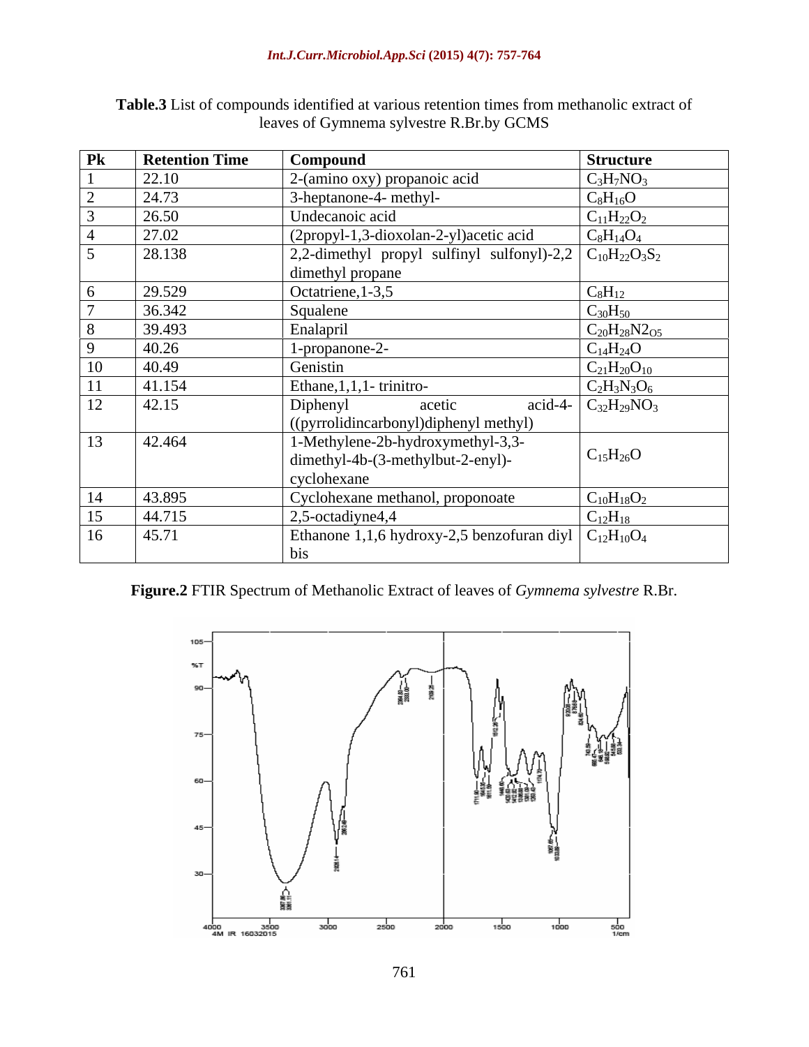**Table.3** List of compounds identified at various retention times from methanolic extract of leaves of Gymnema sylvestre R.Br.by GCMS

| Pk | Retention Time | Compound | Structure |
|---|---|---|---|
| 1 | 22.10 | 2-(amino oxy) propanoic acid | $C_3H_7NO_3$ |
| 2 | 24.73 | 3-heptanone-4- methyl- | $C_8H_{16}O$ |
| 3 | 26.50 | Undecanoic acid | $C_{11}H_{22}O_2$ |
| 4 | 27.02 | (2propyl-1,3-dioxolan-2-yl)acetic acid | $C_8H_{14}O_4$ |
| 5 | 28.138 | 2,2-dimethyl propyl sulfinyl sulfonyl)-2,2 dimethyl propane | $C_{10}H_{22}O_3S_2$ |
| 6 | 29.529 | Octatriene,1-3,5 | $C_8H_{12}$ |
| 7 | 36.342 | Squalene | $C_{30}H_{50}$ |
| 8 | 39.493 | Enalapril | $C_{20}H_{28}N2_{O5}$ |
| 9 | 40.26 | 1-propanone-2- | $C_{14}H_{24}O$ |
| 10 | 40.49 | Genistin | $C_{21}H_{20}O_{10}$ |
| 11 | 41.154 | Ethane,1,1,1- trinitro- | $C_2H_3N_3O_6$ |
| 12 | 42.15 | Diphenyl acetic acid-4-((pyrrolidincarbonyl)diphenyl methyl) | $C_{32}H_{29}NO_3$ |
| 13 | 42.464 | 1-Methylene-2b-hydroxymethyl-3,3-dimethyl-4b-(3-methylbut-2-enyl)-cyclohexane | $C_{15}H_{26}O$ |
| 14 | 43.895 | Cyclohexane methanol, proponoate | $C_{10}H_{18}O_2$ |
| 15 | 44.715 | 2,5-octadiyne4,4 | $C_{12}H_{18}$ |
| 16 | 45.71 | Ethanone 1,1,6 hydroxy-2,5 benzofuran diyl bis | $C_{12}H_{10}O_4$ |

**Figure.2** FTIR Spectrum of Methanolic Extract of leaves of *Gymnema sylvestre* R.Br.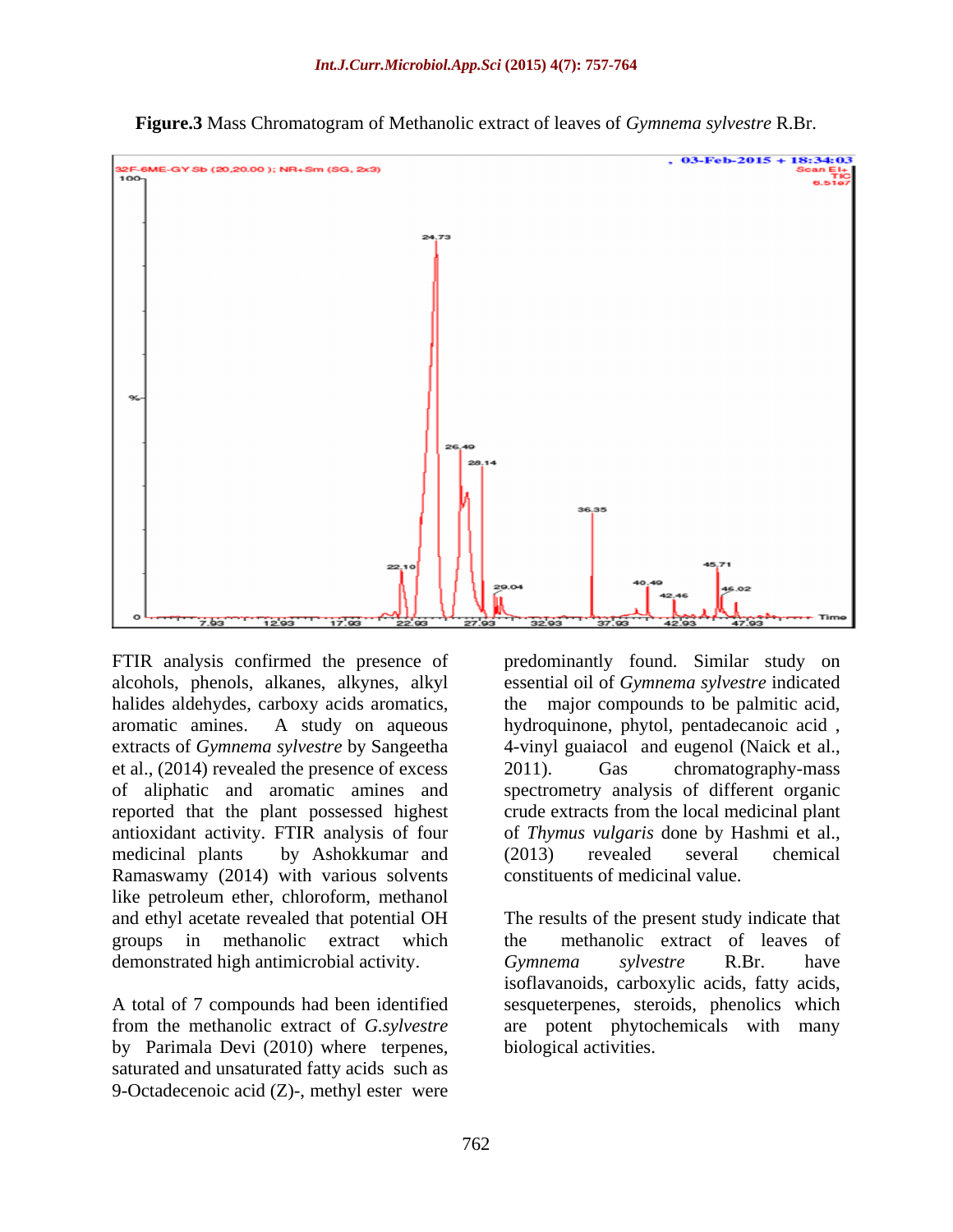**Figure.3** Mass Chromatogram of Methanolic extract of leaves of *Gymnema sylvestre* R.Br.

FTIR analysis confirmed the presence of alcohols, phenols, alkanes, alkynes, alkyl halides aldehydes, carboxy acids aromatics, aromatic amines. A study on aqueous extracts of *Gymnema sylvestre* by Sangeetha et al., (2014) revealed the presence of excess of aliphatic and aromatic amines and reported that the plant possessed highest antioxidant activity. FTIR analysis of four medicinal plants by Ashokkumar and Ramaswamy (2014) with various solvents like petroleum ether, chloroform, methanol and ethyl acetate revealed that potential OH groups in methanolic extract which demonstrated high antimicrobial activity.

A total of 7 compounds had been identified from the methanolic extract of *G.sylvestre* by Parimala Devi (2010) where terpenes, saturated and unsaturated fatty acids such as 9-Octadecenoic acid (Z)-, methyl ester were predominantly found. Similar study on essential oil of *Gymnema sylvestre* indicated the major compounds to be palmitic acid, hydroquinone, phytol, pentadecanoic acid , 4-vinyl guaiacol and eugenol (Naick et al., 2011). Gas chromatography-mass spectrometry analysis of different organic crude extracts from the local medicinal plant of *Thymus vulgaris* done by Hashmi et al., (2013) revealed several chemical constituents of medicinal value.

The results of the present study indicate that the methanolic extract of leaves of *Gymnema sylvestre* R.Br. have isoflavanoids, carboxylic acids, fatty acids, sesqueterpenes, steroids, phenolics which are potent phytochemicals with many biological activities.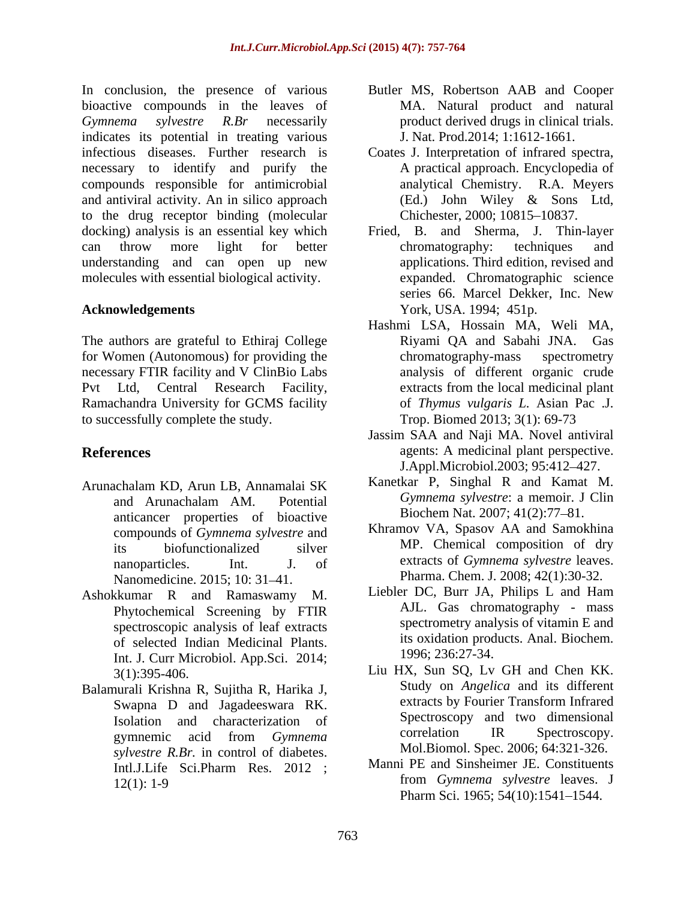In conclusion, the presence of various bioactive compounds in the leaves of *Gymnema sylvestre R.Br* necessarily indicates its potential in treating various infectious diseases. Further research is necessary to identify and purify the compounds responsible for antimicrobial and antiviral activity. An in silico approach to the drug receptor binding (molecular docking) analysis is an essential key which can throw more light for better understanding and can open up new molecules with essential biological activity.

## Acknowledgements

The authors are grateful to Ethiraj College for Women (Autonomous) for providing the necessary FTIR facility and V ClinBio Labs Pvt Ltd, Central Research Facility, Ramachandra University for GCMS facility to successfully complete the study.

## References

Arunachalam KD, Arun LB, Annamalai SK and Arunachalam AM. Potential anticancer properties of bioactive compounds of *Gymnema sylvestre* and its biofunctionalized silver nanoparticles. Int. J. of Nanomedicine. 2015; 10: 31–41.

Ashokkumar R and Ramaswamy M. Phytochemical Screening by FTIR spectroscopic analysis of leaf extracts of selected Indian Medicinal Plants. Int. J. Curr Microbiol. App.Sci. 2014; 3(1):395-406.

Balamurali Krishna R, Sujitha R, Harika J, Swapna D and Jagadeeswara RK. Isolation and characterization of gymnemic acid from *Gymnema sylvestre R.Br.* in control of diabetes. Intl.J.Life Sci.Pharm Res. 2012 ; 12(1): 1-9

Butler MS, Robertson AAB and Cooper MA. Natural product and natural product derived drugs in clinical trials. J. Nat. Prod.2014; 1:1612-1661.

Coates J. Interpretation of infrared spectra, A practical approach. Encyclopedia of analytical Chemistry. R.A. Meyers (Ed.) John Wiley & Sons Ltd, Chichester, 2000; 10815–10837.

Fried, B. and Sherma, J. Thin-layer chromatography: techniques and applications. Third edition, revised and expanded. Chromatographic science series 66. Marcel Dekker, Inc. New York, USA. 1994; 451p.

Hashmi LSA, Hossain MA, Weli MA, Riyami QA and Sabahi JNA. Gas chromatography-mass spectrometry analysis of different organic crude extracts from the local medicinal plant of *Thymus vulgaris L.* Asian Pac .J. Trop. Biomed 2013; 3(1): 69-73

Jassim SAA and Naji MA. Novel antiviral agents: A medicinal plant perspective. J.Appl.Microbiol.2003; 95:412–427.

Kanetkar P, Singhal R and Kamat M. *Gymnema sylvestre*: a memoir. J Clin Biochem Nat. 2007; 41(2):77–81.

Khramov VA, Spasov AA and Samokhina MP. Chemical composition of dry extracts of *Gymnema sylvestre* leaves. Pharma. Chem. J. 2008; 42(1):30-32.

Liebler DC, Burr JA, Philips L and Ham AJL. Gas chromatography - mass spectrometry analysis of vitamin E and its oxidation products. Anal. Biochem. 1996; 236:27-34.

Liu HX, Sun SQ, Lv GH and Chen KK. Study on *Angelica* and its different extracts by Fourier Transform Infrared Spectroscopy and two dimensional correlation IR Spectroscopy. Mol.Biomol. Spec. 2006; 64:321-326.

Manni PE and Sinsheimer JE. Constituents from *Gymnema sylvestre* leaves. J Pharm Sci. 1965; 54(10):1541–1544.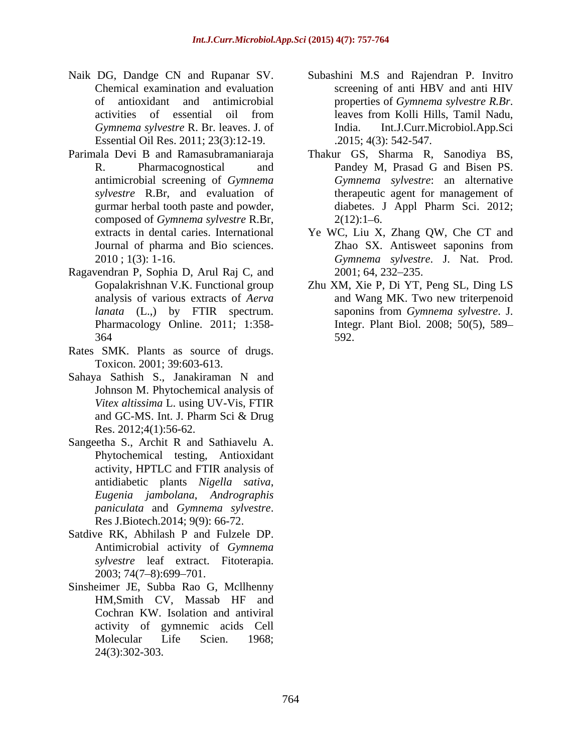Naik DG, Dandge CN and Rupanar SV. Chemical examination and evaluation of antioxidant and antimicrobial activities of essential oil from *Gymnema sylvestre* R. Br. leaves. J. of Essential Oil Res. 2011; 23(3):12-19.

Parimala Devi B and Ramasubramaniaraja R. Pharmacognostical and antimicrobial screening of *Gymnema sylvestre* R.Br, and evaluation of gurmar herbal tooth paste and powder, composed of *Gymnema sylvestre* R.Br, extracts in dental caries. International Journal of pharma and Bio sciences. 2010 ; 1(3): 1-16.

Ragavendran P, Sophia D, Arul Raj C, and Gopalakrishnan V.K. Functional group analysis of various extracts of *Aerva lanata* (L.,) by FTIR spectrum. Pharmacology Online. 2011; 1:358-364

Rates SMK. Plants as source of drugs. Toxicon. 2001; 39:603-613.

Sahaya Sathish S., Janakiraman N and Johnson M. Phytochemical analysis of *Vitex altissima* L. using UV-Vis, FTIR and GC-MS. Int. J. Pharm Sci & Drug Res. 2012;4(1):56-62.

Sangeetha S., Archit R and Sathiavelu A. Phytochemical testing, Antioxidant activity, HPTLC and FTIR analysis of antidiabetic plants *Nigella sativa*, *Eugenia jambolana*, *Andrographis paniculata* and *Gymnema sylvestre*. Res J.Biotech.2014; 9(9): 66-72.

Satdive RK, Abhilash P and Fulzele DP. Antimicrobial activity of *Gymnema sylvestre* leaf extract. Fitoterapia. 2003; 74(7–8):699–701.

Sinsheimer JE, Subba Rao G, Mcllhenny HM,Smith CV, Massab HF and Cochran KW. Isolation and antiviral activity of gymnemic acids Cell Molecular Life Scien. 1968; 24(3):302-303.

Subashini M.S and Rajendran P. Invitro screening of anti HBV and anti HIV properties of *Gymnema sylvestre R.Br*. leaves from Kolli Hills, Tamil Nadu, India. Int.J.Curr.Microbiol.App.Sci .2015; 4(3): 542-547.

Thakur GS, Sharma R, Sanodiya BS, Pandey M, Prasad G and Bisen PS. *Gymnema sylvestre*: an alternative therapeutic agent for management of diabetes. J Appl Pharm Sci. 2012; 2(12):1–6.

Ye WC, Liu X, Zhang QW, Che CT and Zhao SX. Antisweet saponins from *Gymnema sylvestre*. J. Nat. Prod. 2001; 64, 232–235.

Zhu XM, Xie P, Di YT, Peng SL, Ding LS and Wang MK. Two new triterpenoid saponins from *Gymnema sylvestre*. J. Integr. Plant Biol. 2008; 50(5), 589–592.